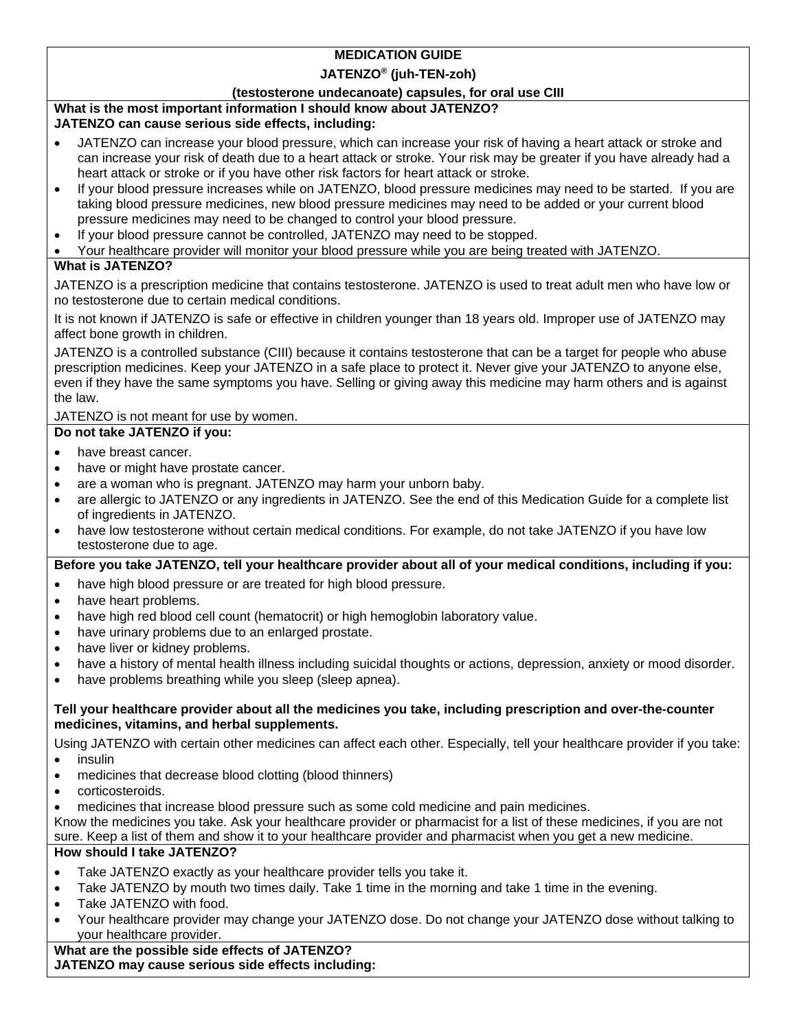# MEDICATION GUIDE

## JATENZO® (juh-TEN-zoh)

## (testosterone undecanoate) capsules, for oral use CIII

**What is the most important information I should know about JATENZO?**
**JATENZO can cause serious side effects, including:**

- JATENZO can increase your blood pressure, which can increase your risk of having a heart attack or stroke and can increase your risk of death due to a heart attack or stroke. Your risk may be greater if you have already had a heart attack or stroke or if you have other risk factors for heart attack or stroke.
- If your blood pressure increases while on JATENZO, blood pressure medicines may need to be started. If you are taking blood pressure medicines, new blood pressure medicines may need to be added or your current blood pressure medicines may need to be changed to control your blood pressure.
- If your blood pressure cannot be controlled, JATENZO may need to be stopped.
- Your healthcare provider will monitor your blood pressure while you are being treated with JATENZO.

**What is JATENZO?**

JATENZO is a prescription medicine that contains testosterone. JATENZO is used to treat adult men who have low or no testosterone due to certain medical conditions.

It is not known if JATENZO is safe or effective in children younger than 18 years old. Improper use of JATENZO may affect bone growth in children.

JATENZO is a controlled substance (CIII) because it contains testosterone that can be a target for people who abuse prescription medicines. Keep your JATENZO in a safe place to protect it. Never give your JATENZO to anyone else, even if they have the same symptoms you have. Selling or giving away this medicine may harm others and is against the law.

JATENZO is not meant for use by women.

**Do not take JATENZO if you:**

- have breast cancer.
- have or might have prostate cancer.
- are a woman who is pregnant. JATENZO may harm your unborn baby.
- are allergic to JATENZO or any ingredients in JATENZO. See the end of this Medication Guide for a complete list of ingredients in JATENZO.
- have low testosterone without certain medical conditions. For example, do not take JATENZO if you have low testosterone due to age.

**Before you take JATENZO, tell your healthcare provider about all of your medical conditions, including if you:**

- have high blood pressure or are treated for high blood pressure.
- have heart problems.
- have high red blood cell count (hematocrit) or high hemoglobin laboratory value.
- have urinary problems due to an enlarged prostate.
- have liver or kidney problems.
- have a history of mental health illness including suicidal thoughts or actions, depression, anxiety or mood disorder.
- have problems breathing while you sleep (sleep apnea).

**Tell your healthcare provider about all the medicines you take, including prescription and over-the-counter medicines, vitamins, and herbal supplements.**

Using JATENZO with certain other medicines can affect each other. Especially, tell your healthcare provider if you take:

- insulin
- medicines that decrease blood clotting (blood thinners)
- corticosteroids.
- medicines that increase blood pressure such as some cold medicine and pain medicines.

Know the medicines you take. Ask your healthcare provider or pharmacist for a list of these medicines, if you are not sure. Keep a list of them and show it to your healthcare provider and pharmacist when you get a new medicine.

**How should I take JATENZO?**

- Take JATENZO exactly as your healthcare provider tells you take it.
- Take JATENZO by mouth two times daily. Take 1 time in the morning and take 1 time in the evening.
- Take JATENZO with food.
- Your healthcare provider may change your JATENZO dose. Do not change your JATENZO dose without talking to your healthcare provider.

**What are the possible side effects of JATENZO?**
**JATENZO may cause serious side effects including:**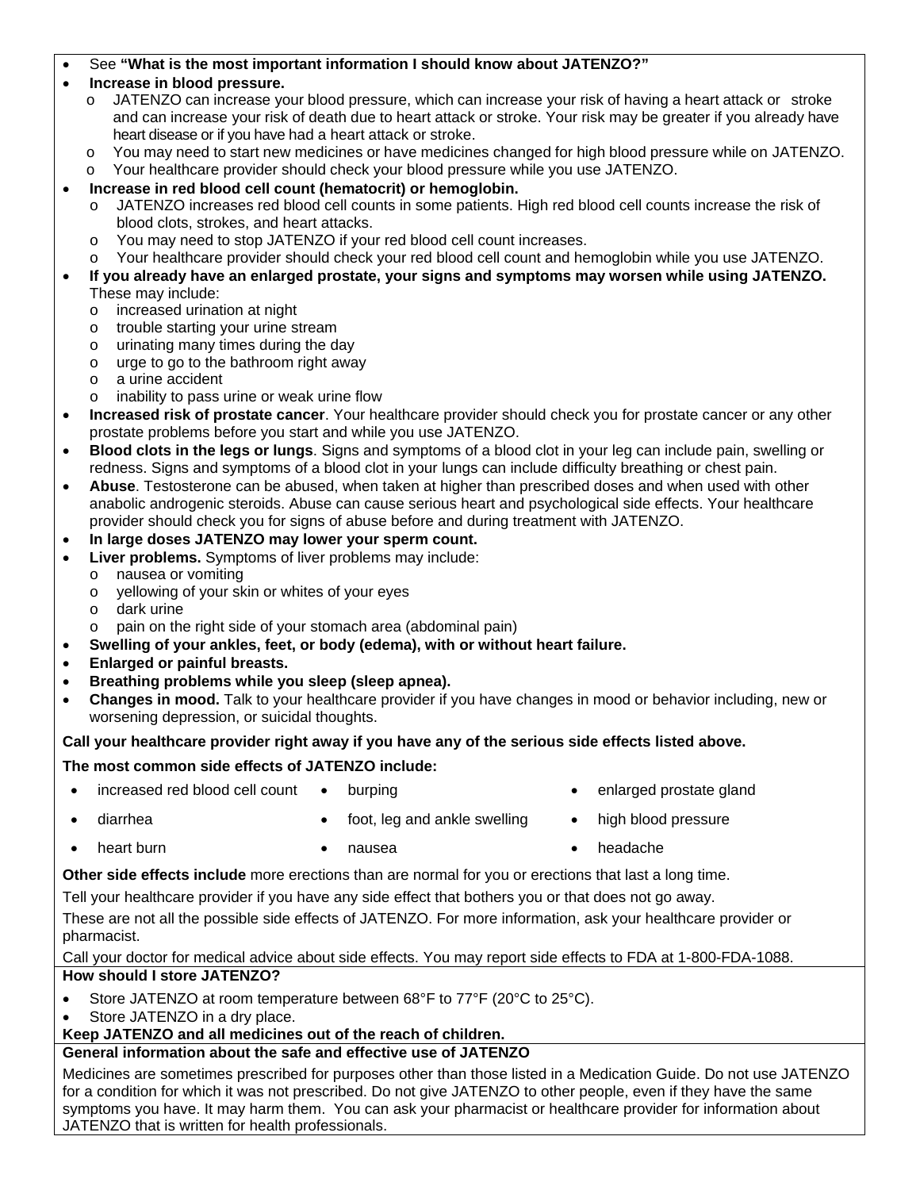- See **"What is the most important information I should know about JATENZO?"**
- **Increase in blood pressure.**
  - JATENZO can increase your blood pressure, which can increase your risk of having a heart attack or stroke and can increase your risk of death due to heart attack or stroke. Your risk may be greater if you already have heart disease or if you have had a heart attack or stroke.
  - You may need to start new medicines or have medicines changed for high blood pressure while on JATENZO.
  - Your healthcare provider should check your blood pressure while you use JATENZO.
- **Increase in red blood cell count (hematocrit) or hemoglobin.**
  - JATENZO increases red blood cell counts in some patients. High red blood cell counts increase the risk of blood clots, strokes, and heart attacks.
  - You may need to stop JATENZO if your red blood cell count increases.
  - Your healthcare provider should check your red blood cell count and hemoglobin while you use JATENZO.
- **If you already have an enlarged prostate, your signs and symptoms may worsen while using JATENZO.** These may include:
  - increased urination at night
  - trouble starting your urine stream
  - urinating many times during the day
  - urge to go to the bathroom right away
  - a urine accident
  - inability to pass urine or weak urine flow
- **Increased risk of prostate cancer**. Your healthcare provider should check you for prostate cancer or any other prostate problems before you start and while you use JATENZO.
- **Blood clots in the legs or lungs**. Signs and symptoms of a blood clot in your leg can include pain, swelling or redness. Signs and symptoms of a blood clot in your lungs can include difficulty breathing or chest pain.
- **Abuse**. Testosterone can be abused, when taken at higher than prescribed doses and when used with other anabolic androgenic steroids. Abuse can cause serious heart and psychological side effects. Your healthcare provider should check you for signs of abuse before and during treatment with JATENZO.
- **In large doses JATENZO may lower your sperm count.**
- **Liver problems.** Symptoms of liver problems may include:
  - nausea or vomiting
  - yellowing of your skin or whites of your eyes
  - dark urine
  - pain on the right side of your stomach area (abdominal pain)
- **Swelling of your ankles, feet, or body (edema), with or without heart failure.**
- **Enlarged or painful breasts.**
- **Breathing problems while you sleep (sleep apnea).**
- **Changes in mood.** Talk to your healthcare provider if you have changes in mood or behavior including, new or worsening depression, or suicidal thoughts.

**Call your healthcare provider right away if you have any of the serious side effects listed above.**

**The most common side effects of JATENZO include:**

- increased red blood cell count
- burping
- enlarged prostate gland
- diarrhea
- foot, leg and ankle swelling
- high blood pressure
- heart burn
- nausea
- headache

**Other side effects include** more erections than are normal for you or erections that last a long time.

Tell your healthcare provider if you have any side effect that bothers you or that does not go away.

These are not all the possible side effects of JATENZO. For more information, ask your healthcare provider or pharmacist.

Call your doctor for medical advice about side effects. You may report side effects to FDA at 1-800-FDA-1088.

**How should I store JATENZO?**

- Store JATENZO at room temperature between 68°F to 77°F (20°C to 25°C).
- Store JATENZO in a dry place.

**Keep JATENZO and all medicines out of the reach of children.**

**General information about the safe and effective use of JATENZO**

Medicines are sometimes prescribed for purposes other than those listed in a Medication Guide. Do not use JATENZO for a condition for which it was not prescribed. Do not give JATENZO to other people, even if they have the same symptoms you have. It may harm them. You can ask your pharmacist or healthcare provider for information about JATENZO that is written for health professionals.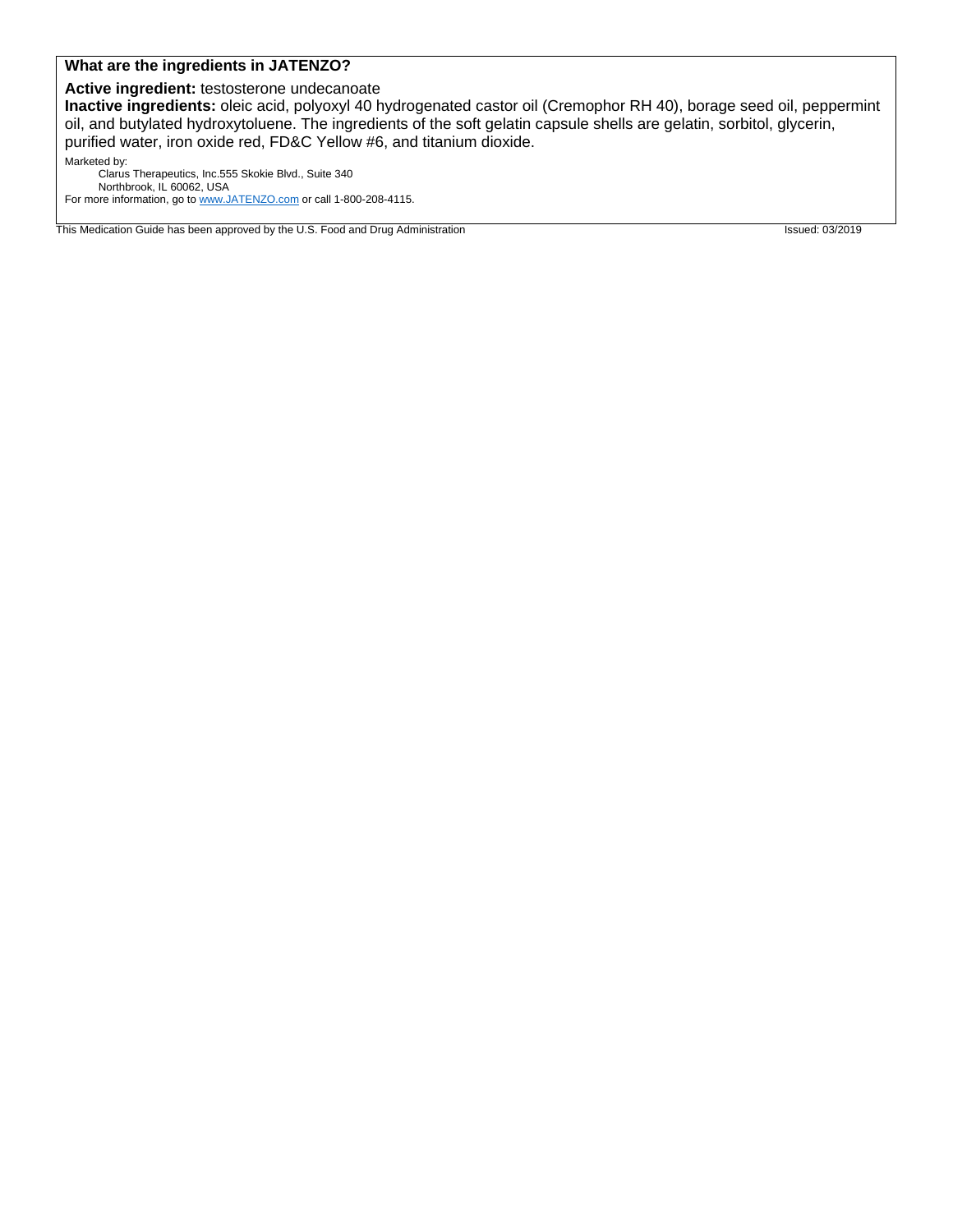### What are the ingredients in JATENZO?

**Active ingredient:** testosterone undecanoate
**Inactive ingredients:** oleic acid, polyoxyl 40 hydrogenated castor oil (Cremophor RH 40), borage seed oil, peppermint oil, and butylated hydroxytoluene. The ingredients of the soft gelatin capsule shells are gelatin, sorbitol, glycerin, purified water, iron oxide red, FD&C Yellow #6, and titanium dioxide.

Marketed by:
Clarus Therapeutics, Inc.555 Skokie Blvd., Suite 340
Northbrook, IL 60062, USA
For more information, go to www.JATENZO.com or call 1-800-208-4115.

This Medication Guide has been approved by the U.S. Food and Drug Administration Issued: 03/2019